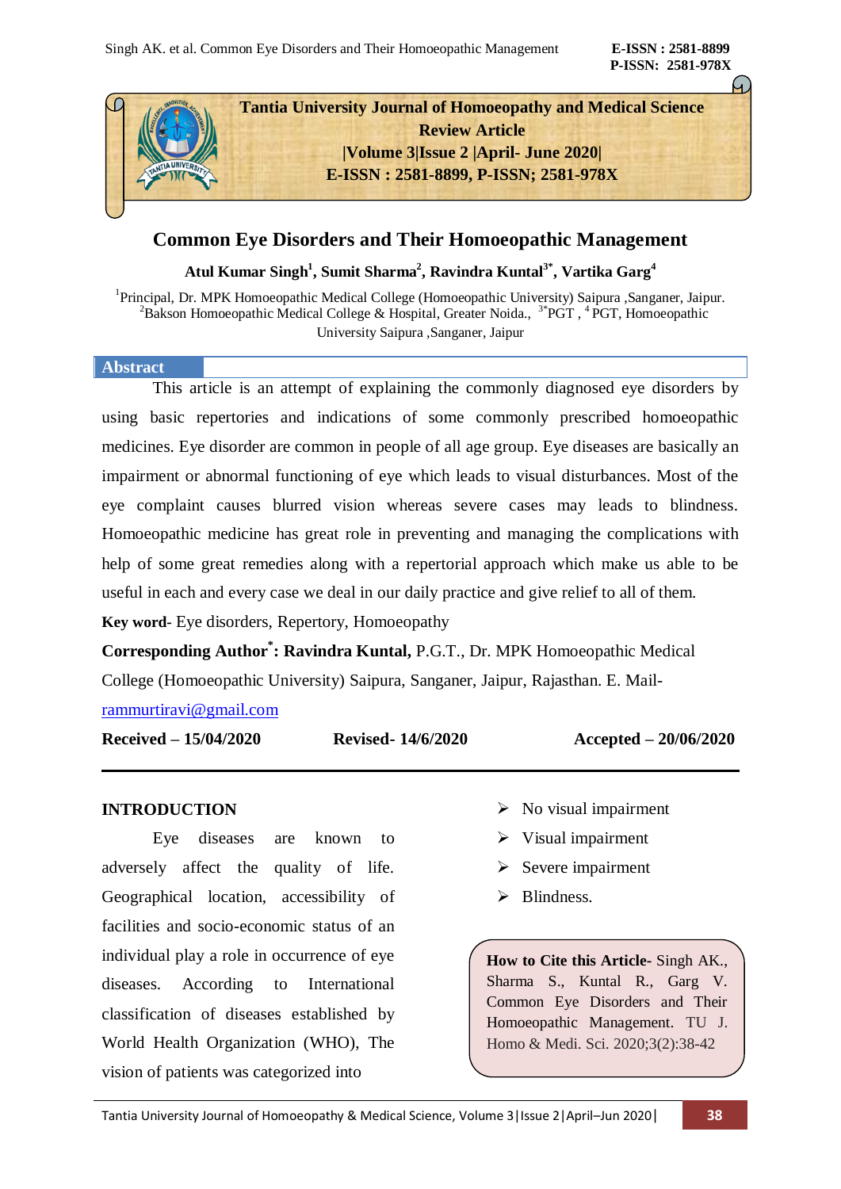**Tantia University Journal of Homoeopathy and Medical Science**

**Review Article**

**|Volume 3|Issue 2 |April- June 2020|**

**E-ISSN : 2581-8899, P-ISSN; 2581-978X**

# Common Eye Disorders and Their Homoeopathic Management

**Atul Kumar Singh[1], Sumit Sharma[2], Ravindra Kuntal[3*], Vartika Garg[4]**

[1]Principal, Dr. MPK Homoeopathic Medical College (Homoeopathic University) Saipura ,Sanganer, Jaipur. [2]Bakson Homoeopathic Medical College & Hospital, Greater Noida., [3*]PGT , [4]PGT, Homoeopathic University Saipura ,Sanganer, Jaipur

## Abstract

This article is an attempt of explaining the commonly diagnosed eye disorders by using basic repertories and indications of some commonly prescribed homoeopathic medicines. Eye disorder are common in people of all age group. Eye diseases are basically an impairment or abnormal functioning of eye which leads to visual disturbances. Most of the eye complaint causes blurred vision whereas severe cases may leads to blindness. Homoeopathic medicine has great role in preventing and managing the complications with help of some great remedies along with a repertorial approach which make us able to be useful in each and every case we deal in our daily practice and give relief to all of them.

**Key word**- Eye disorders, Repertory, Homoeopathy

**Corresponding Author[*]: Ravindra Kuntal,** P.G.T., Dr. MPK Homoeopathic Medical College (Homoeopathic University) Saipura, Sanganer, Jaipur, Rajasthan. E. Mail- rammurtiravi@gmail.com

**Received – 15/04/2020** **Revised- 14/6/2020** **Accepted – 20/06/2020**

## INTRODUCTION

Eye diseases are known to adversely affect the quality of life. Geographical location, accessibility of facilities and socio-economic status of an individual play a role in occurrence of eye diseases. According to International classification of diseases established by World Health Organization (WHO), The vision of patients was categorized into

- No visual impairment
- Visual impairment
- Severe impairment
- Blindness.

**How to Cite this Article**- Singh AK., Sharma S., Kuntal R., Garg V. Common Eye Disorders and Their Homoeopathic Management. TU J. Homo & Medi. Sci. 2020;3(2):38-42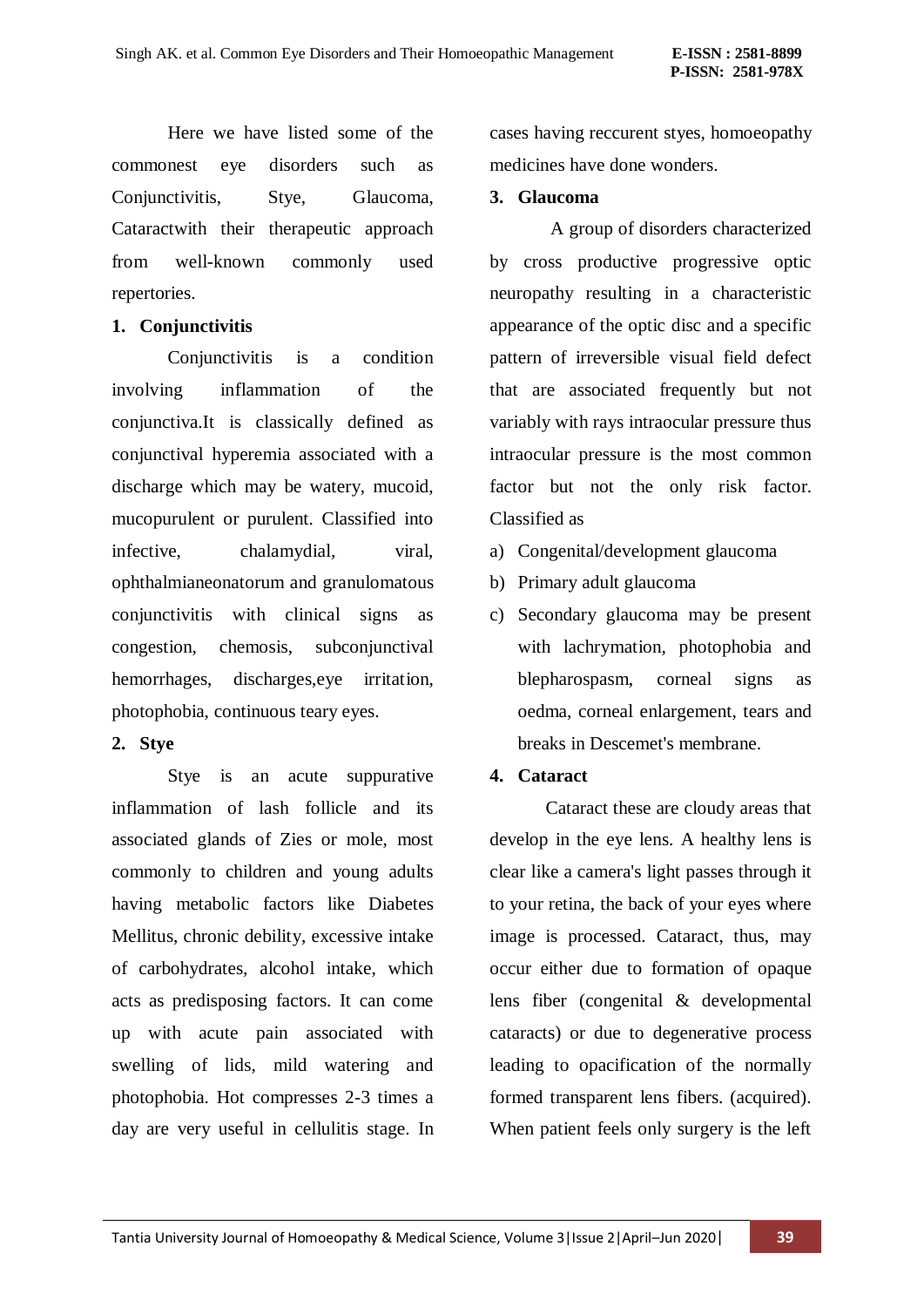Here we have listed some of the commonest eye disorders such as Conjunctivitis, Stye, Glaucoma, Cataractwith their therapeutic approach from well-known commonly used repertories.

## 1. Conjunctivitis

Conjunctivitis is a condition involving inflammation of the conjunctiva.It is classically defined as conjunctival hyperemia associated with a discharge which may be watery, mucoid, mucopurulent or purulent. Classified into infective, chalamydial, viral, ophthalmianeonatorum and granulomatous conjunctivitis with clinical signs as congestion, chemosis, subconjunctival hemorrhages, discharges,eye irritation, photophobia, continuous teary eyes.

## 2. Stye

Stye is an acute suppurative inflammation of lash follicle and its associated glands of Zies or mole, most commonly to children and young adults having metabolic factors like Diabetes Mellitus, chronic debility, excessive intake of carbohydrates, alcohol intake, which acts as predisposing factors. It can come up with acute pain associated with swelling of lids, mild watering and photophobia. Hot compresses 2-3 times a day are very useful in cellulitis stage. In cases having reccurent styes, homoeopathy medicines have done wonders.

## 3. Glaucoma

A group of disorders characterized by cross productive progressive optic neuropathy resulting in a characteristic appearance of the optic disc and a specific pattern of irreversible visual field defect that are associated frequently but not variably with rays intraocular pressure thus intraocular pressure is the most common factor but not the only risk factor. Classified as

a) Congenital/development glaucoma
b) Primary adult glaucoma
c) Secondary glaucoma may be present with lachrymation, photophobia and blepharospasm, corneal signs as oedma, corneal enlargement, tears and breaks in Descemet's membrane.

## 4. Cataract

Cataract these are cloudy areas that develop in the eye lens. A healthy lens is clear like a camera's light passes through it to your retina, the back of your eyes where image is processed. Cataract, thus, may occur either due to formation of opaque lens fiber (congenital & developmental cataracts) or due to degenerative process leading to opacification of the normally formed transparent lens fibers. (acquired). When patient feels only surgery is the left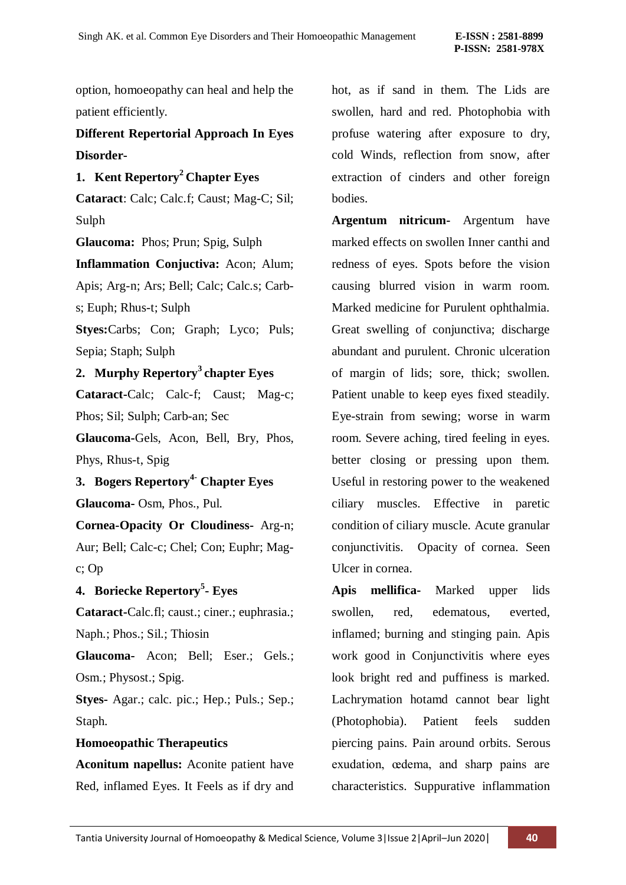option, homoeopathy can heal and help the patient efficiently.

**Different Repertorial Approach In Eyes Disorder-**

**1. Kent Repertory[2] Chapter Eyes**

**Cataract**: Calc; Calc.f; Caust; Mag-C; Sil; Sulph

**Glaucoma:** Phos; Prun; Spig, Sulph

**Inflammation Conjuctiva:** Acon; Alum; Apis; Arg-n; Ars; Bell; Calc; Calc.s; Carb-s; Euph; Rhus-t; Sulph

**Styes:**Carbs; Con; Graph; Lyco; Puls; Sepia; Staph; Sulph

**2. Murphy Repertory[3] chapter Eyes**

**Cataract**-Calc; Calc-f; Caust; Mag-c; Phos; Sil; Sulph; Carb-an; Sec

**Glaucoma**-Gels, Acon, Bell, Bry, Phos, Phys, Rhus-t, Spig

**3. Bogers Repertory[4]- Chapter Eyes**

**Glaucoma-** Osm, Phos., Pul.

**Cornea-Opacity Or Cloudiness-** Arg-n; Aur; Bell; Calc-c; Chel; Con; Euphr; Mag-c; Op

**4. Boriecke Repertory[5]- Eyes**

**Cataract**-Calc.fl; caust.; ciner.; euphrasia.; Naph.; Phos.; Sil.; Thiosin

**Glaucoma-** Acon; Bell; Eser.; Gels.; Osm.; Physost.; Spig.

**Styes-** Agar.; calc. pic.; Hep.; Puls.; Sep.; Staph.

**Homoeopathic Therapeutics**

**Aconitum napellus:** Aconite patient have Red, inflamed Eyes. It Feels as if dry and hot, as if sand in them. The Lids are swollen, hard and red. Photophobia with profuse watering after exposure to dry, cold Winds, reflection from snow, after extraction of cinders and other foreign bodies.

**Argentum nitricum-** Argentum have marked effects on swollen Inner canthi and redness of eyes. Spots before the vision causing blurred vision in warm room. Marked medicine for Purulent ophthalmia. Great swelling of conjunctiva; discharge abundant and purulent. Chronic ulceration of margin of lids; sore, thick; swollen. Patient unable to keep eyes fixed steadily. Eye-strain from sewing; worse in warm room. Severe aching, tired feeling in eyes. better closing or pressing upon them. Useful in restoring power to the weakened ciliary muscles. Effective in paretic condition of ciliary muscle. Acute granular conjunctivitis. Opacity of cornea. Seen Ulcer in cornea.

**Apis mellifica-** Marked upper lids swollen, red, edematous, everted, inflamed; burning and stinging pain. Apis work good in Conjunctivitis where eyes look bright red and puffiness is marked. Lachrymation hotamd cannot bear light (Photophobia). Patient feels sudden piercing pains. Pain around orbits. Serous exudation, œdema, and sharp pains are characteristics. Suppurative inflammation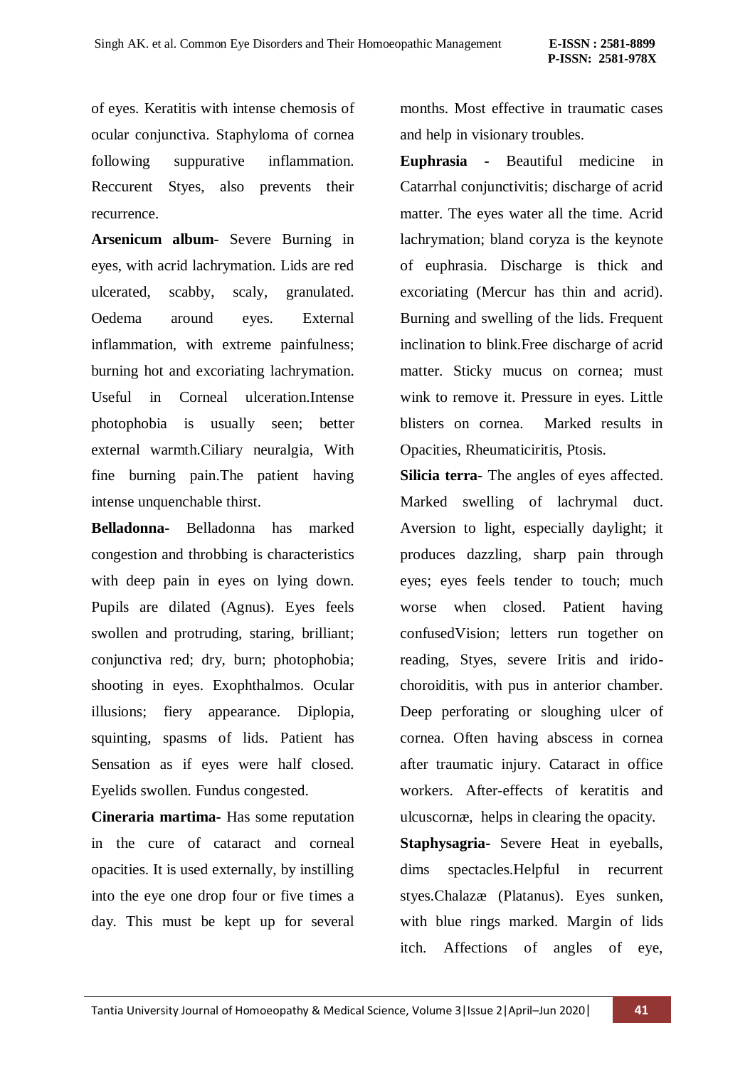of eyes. Keratitis with intense chemosis of ocular conjunctiva. Staphyloma of cornea following suppurative inflammation. Reccurent Styes, also prevents their recurrence.

**Arsenicum album-** Severe Burning in eyes, with acrid lachrymation. Lids are red ulcerated, scabby, scaly, granulated. Oedema around eyes. External inflammation, with extreme painfulness; burning hot and excoriating lachrymation. Useful in Corneal ulceration.Intense photophobia is usually seen; better external warmth.Ciliary neuralgia, With fine burning pain.The patient having intense unquenchable thirst.

**Belladonna-** Belladonna has marked congestion and throbbing is characteristics with deep pain in eyes on lying down. Pupils are dilated (Agnus). Eyes feels swollen and protruding, staring, brilliant; conjunctiva red; dry, burn; photophobia; shooting in eyes. Exophthalmos. Ocular illusions; fiery appearance. Diplopia, squinting, spasms of lids. Patient has Sensation as if eyes were half closed. Eyelids swollen. Fundus congested.

**Cineraria martima-** Has some reputation in the cure of cataract and corneal opacities. It is used externally, by instilling into the eye one drop four or five times a day. This must be kept up for several months. Most effective in traumatic cases and help in visionary troubles.

**Euphrasia -** Beautiful medicine in Catarrhal conjunctivitis; discharge of acrid matter. The eyes water all the time. Acrid lachrymation; bland coryza is the keynote of euphrasia. Discharge is thick and excoriating (Mercur has thin and acrid). Burning and swelling of the lids. Frequent inclination to blink.Free discharge of acrid matter. Sticky mucus on cornea; must wink to remove it. Pressure in eyes. Little blisters on cornea. Marked results in Opacities, Rheumaticiritis, Ptosis.

**Silicia terra-** The angles of eyes affected. Marked swelling of lachrymal duct. Aversion to light, especially daylight; it produces dazzling, sharp pain through eyes; eyes feels tender to touch; much worse when closed. Patient having confusedVision; letters run together on reading, Styes, severe Iritis and irido-choroiditis, with pus in anterior chamber. Deep perforating or sloughing ulcer of cornea. Often having abscess in cornea after traumatic injury. Cataract in office workers. After-effects of keratitis and ulcuscornæ, helps in clearing the opacity.

**Staphysagria-** Severe Heat in eyeballs, dims spectacles.Helpful in recurrent styes.Chalazæ (Platanus). Eyes sunken, with blue rings marked. Margin of lids itch. Affections of angles of eye,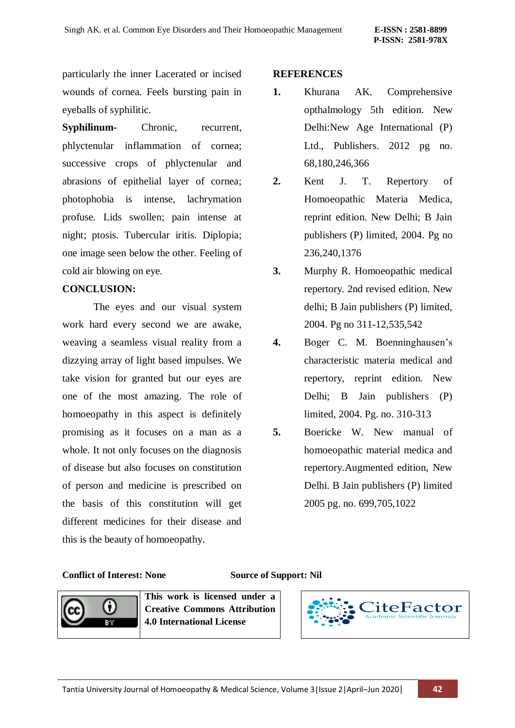particularly the inner Lacerated or incised wounds of cornea. Feels bursting pain in eyeballs of syphilitic.

**Syphilinum-** Chronic, recurrent, phlyctenular inflammation of cornea; successive crops of phlyctenular and abrasions of epithelial layer of cornea; photophobia is intense, lachrymation profuse. Lids swollen; pain intense at night; ptosis. Tubercular iritis. Diplopia; one image seen below the other. Feeling of cold air blowing on eye.

**CONCLUSION:**

The eyes and our visual system work hard every second we are awake, weaving a seamless visual reality from a dizzying array of light based impulses. We take vision for granted but our eyes are one of the most amazing. The role of homoeopathy in this aspect is definitely promising as it focuses on a man as a whole. It not only focuses on the diagnosis of disease but also focuses on constitution of person and medicine is prescribed on the basis of this constitution will get different medicines for their disease and this is the beauty of homoeopathy.

**REFERENCES**

1. Khurana AK. Comprehensive opthalmology 5th edition. New Delhi:New Age International (P) Ltd., Publishers. 2012 pg no. 68,180,246,366
2. Kent J. T. Repertory of Homoeopathic Materia Medica, reprint edition. New Delhi; B Jain publishers (P) limited, 2004. Pg no 236,240,1376
3. Murphy R. Homoeopathic medical repertory. 2nd revised edition. New delhi; B Jain publishers (P) limited, 2004. Pg no 311-12,535,542
4. Boger C. M. Boenninghausen's characteristic materia medical and repertory, reprint edition. New Delhi; B Jain publishers (P) limited, 2004. Pg. no. 310-313
5. Boericke W. New manual of homoeopathic material medica and repertory.Augmented edition, New Delhi. B Jain publishers (P) limited 2005 pg. no. 699,705,1022

**Conflict of Interest: None** **Source of Support: Nil**

**This work is licensed under a Creative Commons Attribution 4.0 International License**

CiteFactor Academic Scientific Journals